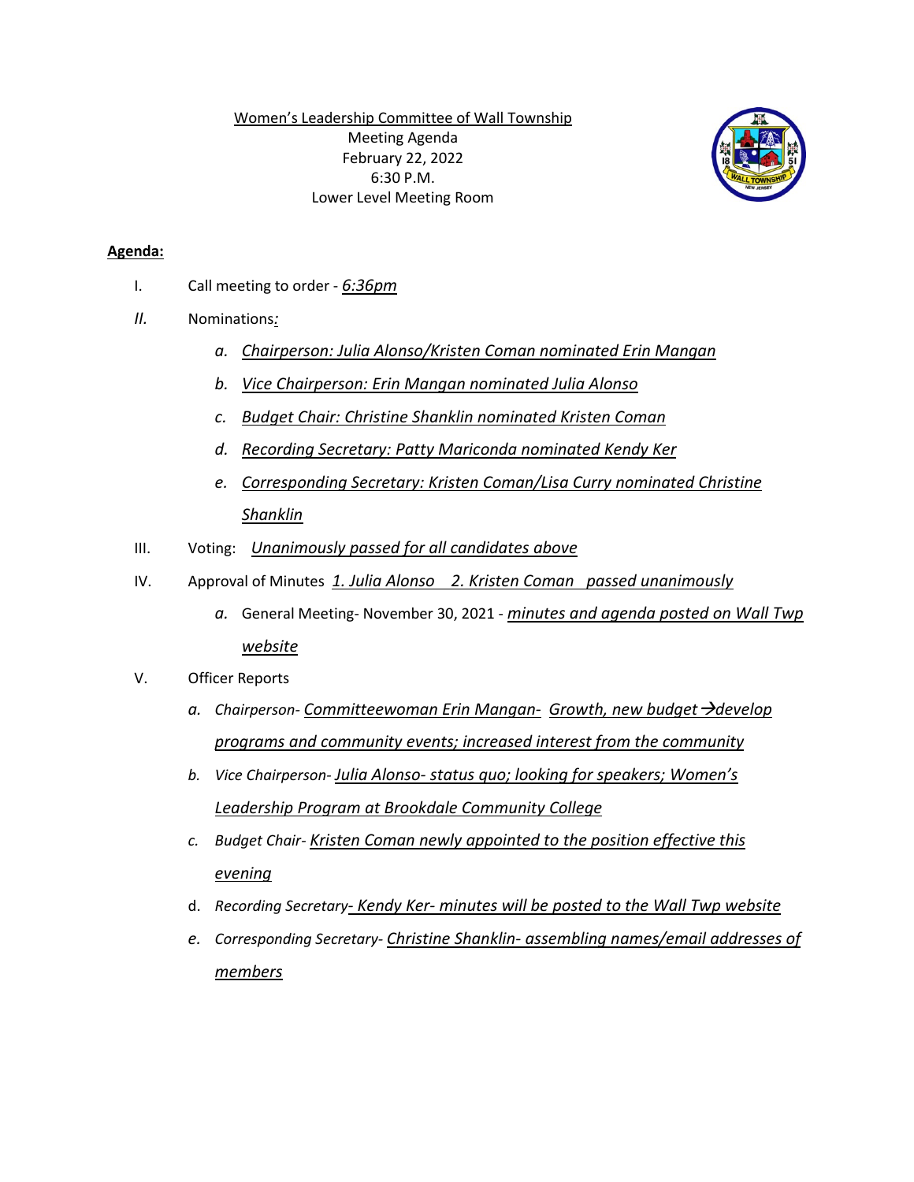Women's Leadership Committee of Wall Township
Meeting Agenda
February 22, 2022
6:30 P.M.
Lower Level Meeting Room

**Agenda:**

I. Call meeting to order - *6:36pm*

*II.* Nominations*:*

*a. Chairperson: Julia Alonso/Kristen Coman nominated Erin Mangan*

*b. Vice Chairperson: Erin Mangan nominated Julia Alonso*

*c. Budget Chair: Christine Shanklin nominated Kristen Coman*

*d. Recording Secretary: Patty Mariconda nominated Kendy Ker*

*e. Corresponding Secretary: Kristen Coman/Lisa Curry nominated Christine Shanklin*

III. Voting: *Unanimously passed for all candidates above*

IV. Approval of Minutes *1. Julia Alonso 2. Kristen Coman passed unanimously*

*a.* General Meeting- November 30, 2021 - *minutes and agenda posted on Wall Twp website*

V. Officer Reports

*a. Chairperson- Committeewoman Erin Mangan- Growth, new budget →develop programs and community events; increased interest from the community*

*b. Vice Chairperson- Julia Alonso- status quo; looking for speakers; Women's Leadership Program at Brookdale Community College*

*c. Budget Chair- Kristen Coman newly appointed to the position effective this evening*

d. *Recording Secretary- Kendy Ker- minutes will be posted to the Wall Twp website*

*e. Corresponding Secretary- Christine Shanklin- assembling names/email addresses of members*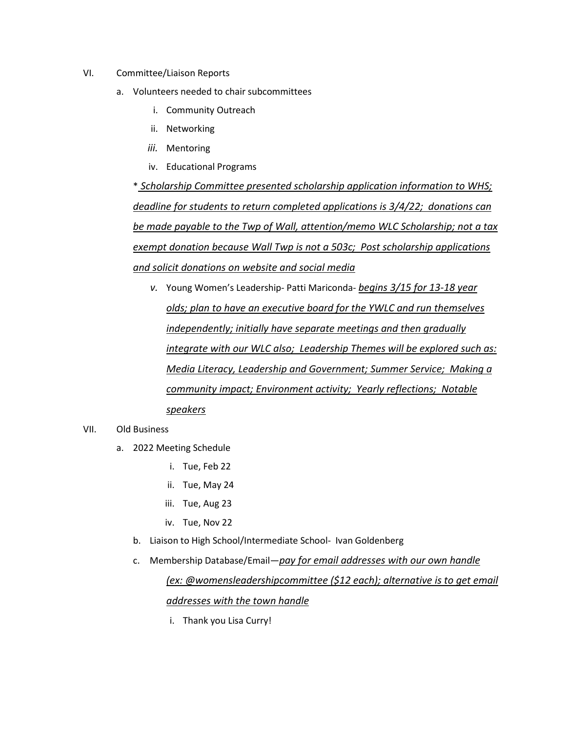VI. Committee/Liaison Reports

   a. Volunteers needed to chair subcommittees

      i. Community Outreach

      ii. Networking

      *iii.* Mentoring

      iv. Educational Programs

   \* *Scholarship Committee presented scholarship application information to WHS; deadline for students to return completed applications is 3/4/22; donations can be made payable to the Twp of Wall, attention/memo WLC Scholarship; not a tax exempt donation because Wall Twp is not a 503c; Post scholarship applications and solicit donations on website and social media*

      *v.* Young Women's Leadership- Patti Mariconda- *begins 3/15 for 13-18 year olds; plan to have an executive board for the YWLC and run themselves independently; initially have separate meetings and then gradually integrate with our WLC also; Leadership Themes will be explored such as: Media Literacy, Leadership and Government; Summer Service; Making a community impact; Environment activity; Yearly reflections; Notable speakers*

VII. Old Business

   a. 2022 Meeting Schedule

      i. Tue, Feb 22

      ii. Tue, May 24

      iii. Tue, Aug 23

      iv. Tue, Nov 22

   b. Liaison to High School/Intermediate School- Ivan Goldenberg

   c. Membership Database/Email—*pay for email addresses with our own handle (ex: @womensleadershipcommittee ($12 each); alternative is to get email addresses with the town handle*

      i. Thank you Lisa Curry!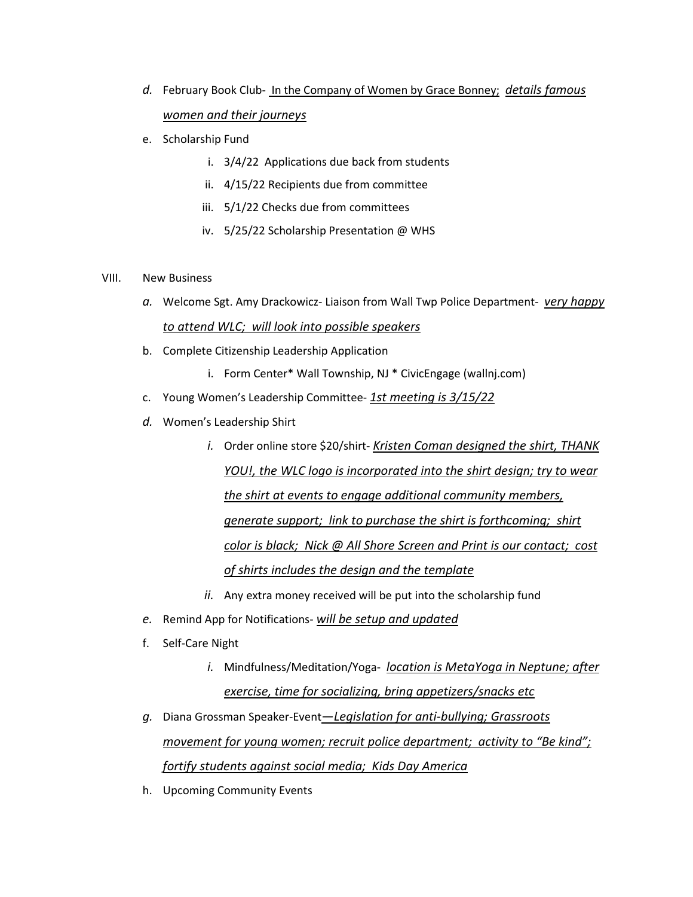*d.* February Book Club- In the Company of Women by Grace Bonney; *details famous women and their journeys*

e. Scholarship Fund

   i. 3/4/22 Applications due back from students

   ii. 4/15/22 Recipients due from committee

   iii. 5/1/22 Checks due from committees

   iv. 5/25/22 Scholarship Presentation @ WHS

VIII. New Business

*a.* Welcome Sgt. Amy Drackowicz- Liaison from Wall Twp Police Department- *very happy to attend WLC; will look into possible speakers*

b. Complete Citizenship Leadership Application

   i. Form Center* Wall Township, NJ * CivicEngage (wallnj.com)

c. Young Women's Leadership Committee- *1st meeting is 3/15/22*

*d.* Women's Leadership Shirt

   *i.* Order online store $20/shirt- *Kristen Coman designed the shirt, THANK YOU!, the WLC logo is incorporated into the shirt design; try to wear the shirt at events to engage additional community members, generate support; link to purchase the shirt is forthcoming; shirt color is black; Nick @ All Shore Screen and Print is our contact; cost of shirts includes the design and the template*

   *ii.* Any extra money received will be put into the scholarship fund

*e.* Remind App for Notifications- *will be setup and updated*

f. Self-Care Night

   *i.* Mindfulness/Meditation/Yoga- *location is MetaYoga in Neptune; after exercise, time for socializing, bring appetizers/snacks etc*

*g.* Diana Grossman Speaker-Event—*Legislation for anti-bullying; Grassroots movement for young women; recruit police department; activity to "Be kind"; fortify students against social media; Kids Day America*

h. Upcoming Community Events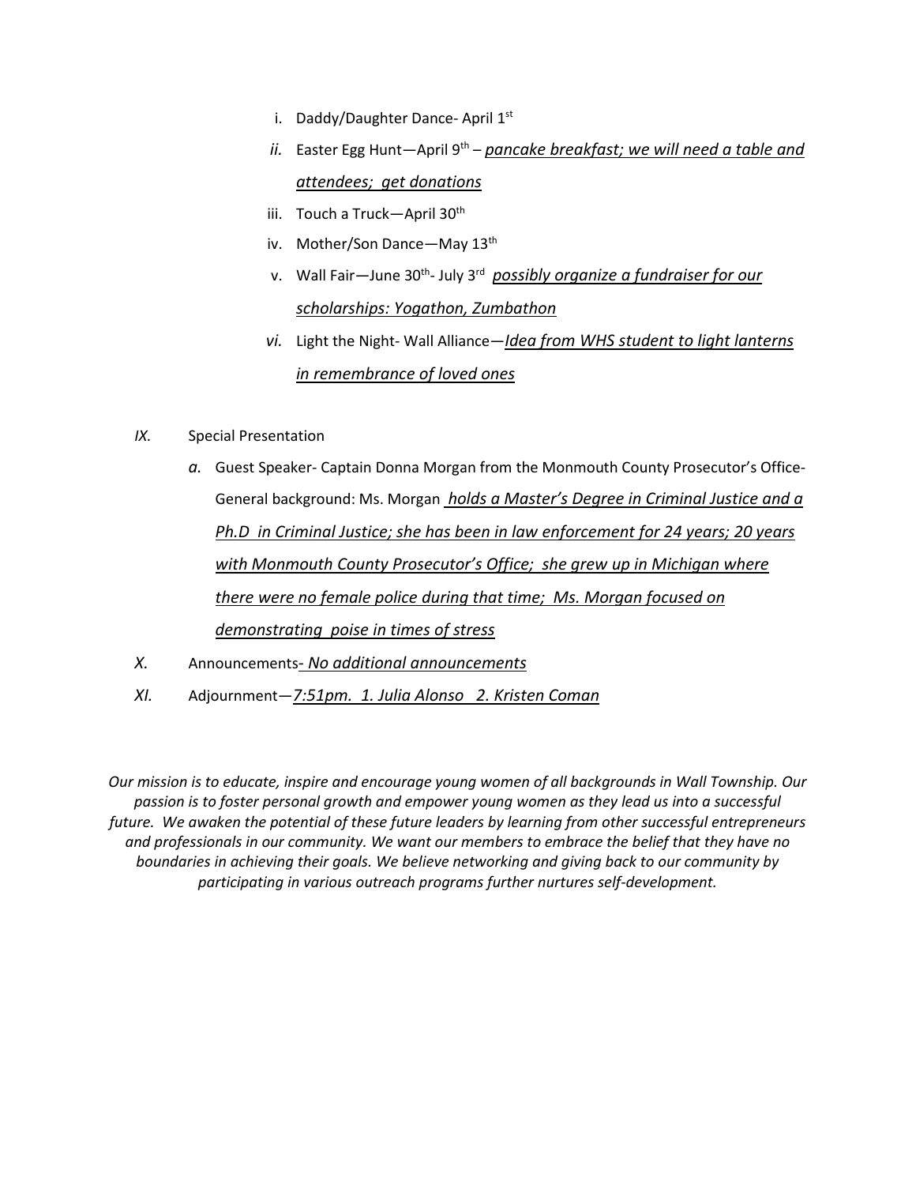i. Daddy/Daughter Dance- April 1st

*ii.* Easter Egg Hunt—April 9th – *pancake breakfast; we will need a table and attendees; get donations*

iii. Touch a Truck—April 30th

iv. Mother/Son Dance—May 13th

v. Wall Fair—June 30th- July 3rd *possibly organize a fundraiser for our scholarships: Yogathon, Zumbathon*

*vi.* Light the Night- Wall Alliance—*Idea from WHS student to light lanterns in remembrance of loved ones*

*IX.* Special Presentation

*a.* Guest Speaker- Captain Donna Morgan from the Monmouth County Prosecutor's Office- General background: Ms. Morgan *holds a Master's Degree in Criminal Justice and a Ph.D in Criminal Justice; she has been in law enforcement for 24 years; 20 years with Monmouth County Prosecutor's Office; she grew up in Michigan where there were no female police during that time; Ms. Morgan focused on demonstrating poise in times of stress*

*X.* Announcements*- No additional announcements*

*XI.* Adjournment—*7:51pm. 1. Julia Alonso 2. Kristen Coman*

*Our mission is to educate, inspire and encourage young women of all backgrounds in Wall Township. Our passion is to foster personal growth and empower young women as they lead us into a successful future. We awaken the potential of these future leaders by learning from other successful entrepreneurs and professionals in our community. We want our members to embrace the belief that they have no boundaries in achieving their goals. We believe networking and giving back to our community by participating in various outreach programs further nurtures self-development.*